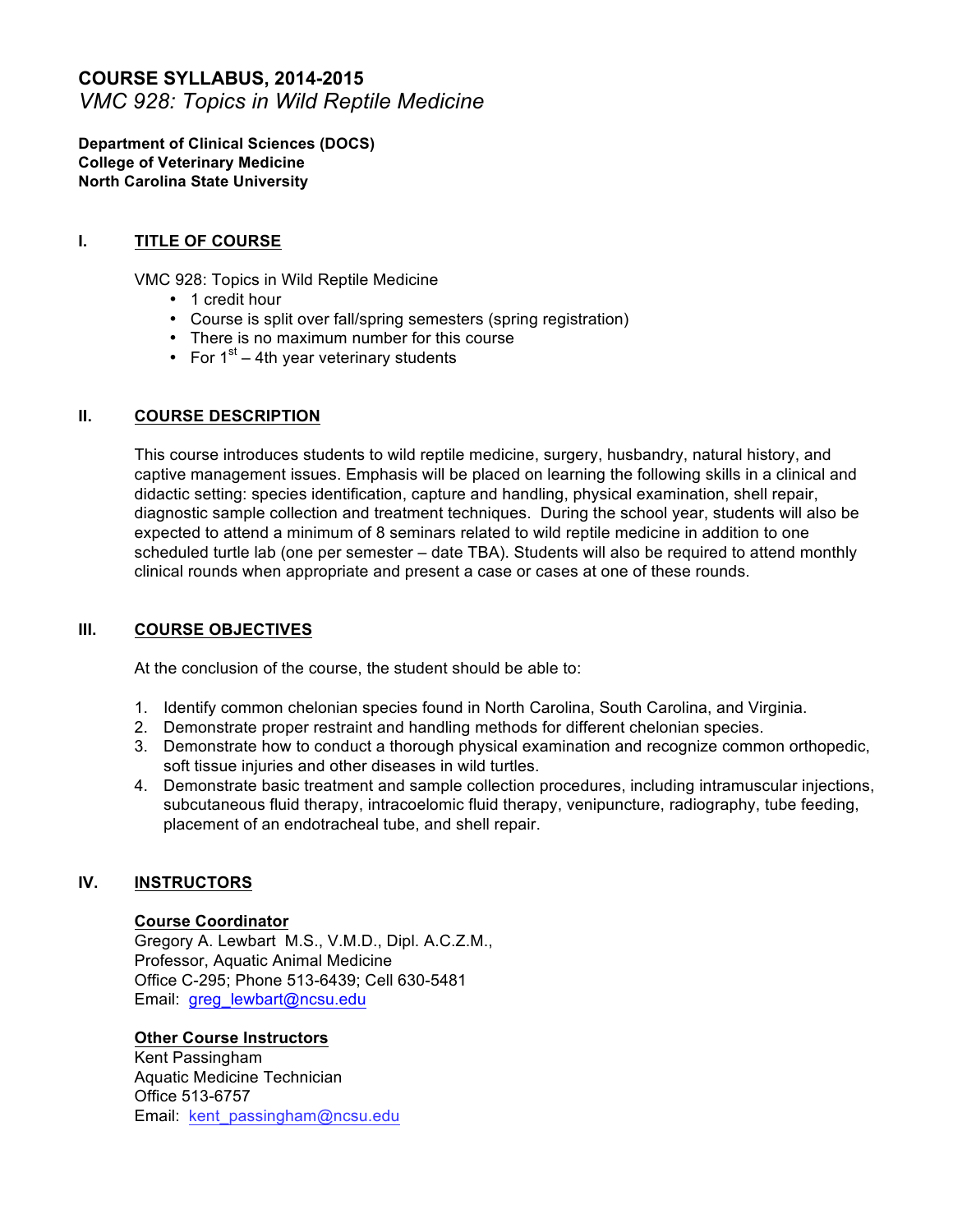# COURSE SYLLABUS, 2014-2015

*VMC 928: Topics in Wild Reptile Medicine*

**Department of Clinical Sciences (DOCS)**
**College of Veterinary Medicine**
**North Carolina State University**

## I. TITLE OF COURSE

VMC 928: Topics in Wild Reptile Medicine

- 1 credit hour
- Course is split over fall/spring semesters (spring registration)
- There is no maximum number for this course
- For 1st – 4th year veterinary students

## II. COURSE DESCRIPTION

This course introduces students to wild reptile medicine, surgery, husbandry, natural history, and captive management issues. Emphasis will be placed on learning the following skills in a clinical and didactic setting: species identification, capture and handling, physical examination, shell repair, diagnostic sample collection and treatment techniques. During the school year, students will also be expected to attend a minimum of 8 seminars related to wild reptile medicine in addition to one scheduled turtle lab (one per semester – date TBA). Students will also be required to attend monthly clinical rounds when appropriate and present a case or cases at one of these rounds.

## III. COURSE OBJECTIVES

At the conclusion of the course, the student should be able to:

1. Identify common chelonian species found in North Carolina, South Carolina, and Virginia.
2. Demonstrate proper restraint and handling methods for different chelonian species.
3. Demonstrate how to conduct a thorough physical examination and recognize common orthopedic, soft tissue injuries and other diseases in wild turtles.
4. Demonstrate basic treatment and sample collection procedures, including intramuscular injections, subcutaneous fluid therapy, intracoelomic fluid therapy, venipuncture, radiography, tube feeding, placement of an endotracheal tube, and shell repair.

## IV. INSTRUCTORS

### Course Coordinator

Gregory A. Lewbart M.S., V.M.D., Dipl. A.C.Z.M.,
Professor, Aquatic Animal Medicine
Office C-295; Phone 513-6439; Cell 630-5481
Email: greg_lewbart@ncsu.edu

### Other Course Instructors

Kent Passingham
Aquatic Medicine Technician
Office 513-6757
Email: kent_passingham@ncsu.edu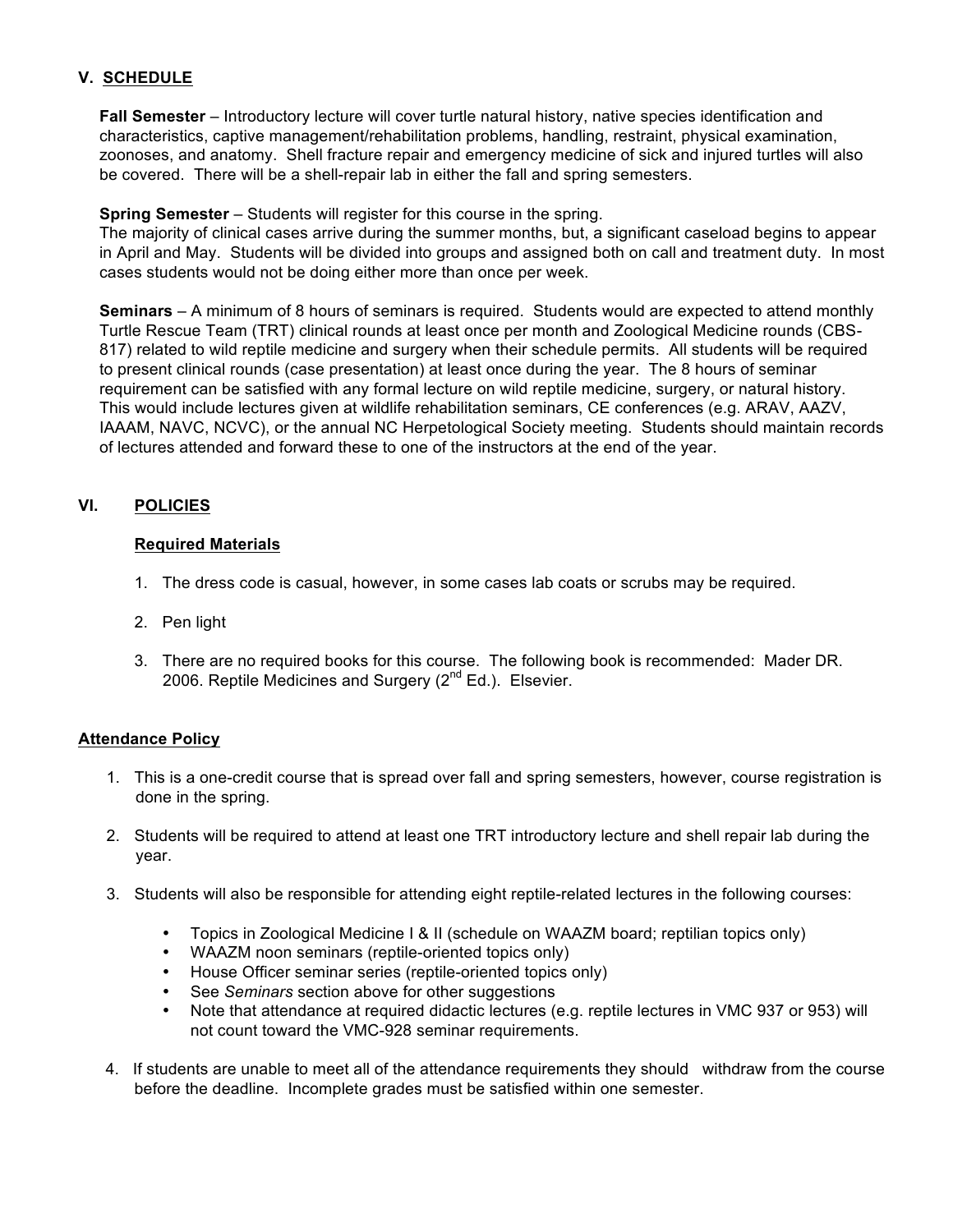## V. SCHEDULE

**Fall Semester** – Introductory lecture will cover turtle natural history, native species identification and characteristics, captive management/rehabilitation problems, handling, restraint, physical examination, zoonoses, and anatomy. Shell fracture repair and emergency medicine of sick and injured turtles will also be covered. There will be a shell-repair lab in either the fall and spring semesters.

**Spring Semester** – Students will register for this course in the spring.
The majority of clinical cases arrive during the summer months, but, a significant caseload begins to appear in April and May. Students will be divided into groups and assigned both on call and treatment duty. In most cases students would not be doing either more than once per week.

**Seminars** – A minimum of 8 hours of seminars is required. Students would are expected to attend monthly Turtle Rescue Team (TRT) clinical rounds at least once per month and Zoological Medicine rounds (CBS-817) related to wild reptile medicine and surgery when their schedule permits. All students will be required to present clinical rounds (case presentation) at least once during the year. The 8 hours of seminar requirement can be satisfied with any formal lecture on wild reptile medicine, surgery, or natural history. This would include lectures given at wildlife rehabilitation seminars, CE conferences (e.g. ARAV, AAZV, IAAAM, NAVC, NCVC), or the annual NC Herpetological Society meeting. Students should maintain records of lectures attended and forward these to one of the instructors at the end of the year.

## VI. POLICIES

### Required Materials

1. The dress code is casual, however, in some cases lab coats or scrubs may be required.
2. Pen light
3. There are no required books for this course. The following book is recommended: Mader DR. 2006. Reptile Medicines and Surgery (2nd Ed.). Elsevier.

### Attendance Policy

1. This is a one-credit course that is spread over fall and spring semesters, however, course registration is done in the spring.
2. Students will be required to attend at least one TRT introductory lecture and shell repair lab during the year.
3. Students will also be responsible for attending eight reptile-related lectures in the following courses:
    - Topics in Zoological Medicine I & II (schedule on WAAZM board; reptilian topics only)
    - WAAZM noon seminars (reptile-oriented topics only)
    - House Officer seminar series (reptile-oriented topics only)
    - See *Seminars* section above for other suggestions
    - Note that attendance at required didactic lectures (e.g. reptile lectures in VMC 937 or 953) will not count toward the VMC-928 seminar requirements.
4. If students are unable to meet all of the attendance requirements they should withdraw from the course before the deadline. Incomplete grades must be satisfied within one semester.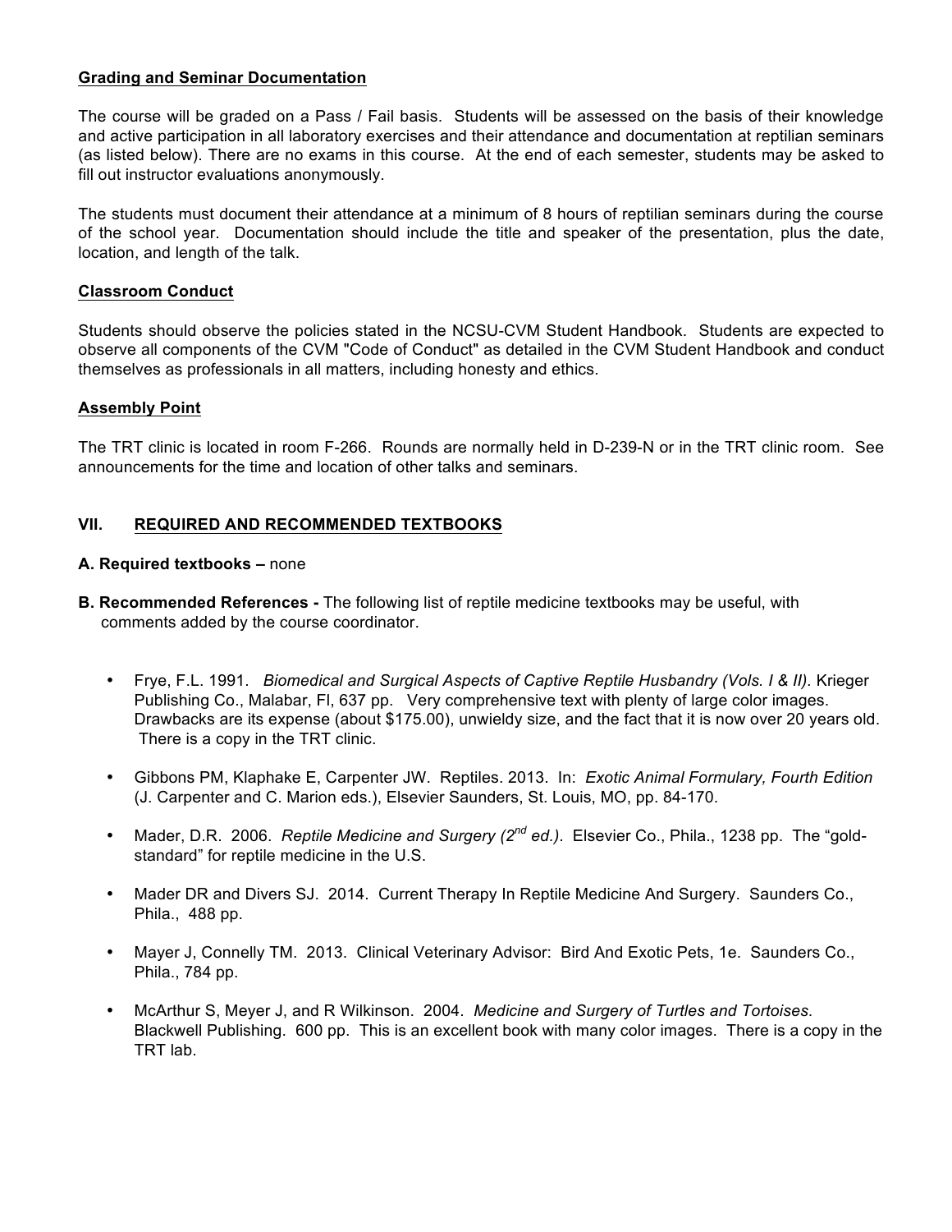**Grading and Seminar Documentation**

The course will be graded on a Pass / Fail basis. Students will be assessed on the basis of their knowledge and active participation in all laboratory exercises and their attendance and documentation at reptilian seminars (as listed below). There are no exams in this course. At the end of each semester, students may be asked to fill out instructor evaluations anonymously.

The students must document their attendance at a minimum of 8 hours of reptilian seminars during the course of the school year. Documentation should include the title and speaker of the presentation, plus the date, location, and length of the talk.

**Classroom Conduct**

Students should observe the policies stated in the NCSU-CVM Student Handbook. Students are expected to observe all components of the CVM "Code of Conduct" as detailed in the CVM Student Handbook and conduct themselves as professionals in all matters, including honesty and ethics.

**Assembly Point**

The TRT clinic is located in room F-266. Rounds are normally held in D-239-N or in the TRT clinic room. See announcements for the time and location of other talks and seminars.

## VII. REQUIRED AND RECOMMENDED TEXTBOOKS

**A. Required textbooks –** none

**B. Recommended References -** The following list of reptile medicine textbooks may be useful, with comments added by the course coordinator.

- Frye, F.L. 1991. *Biomedical and Surgical Aspects of Captive Reptile Husbandry (Vols. I & II)*. Krieger Publishing Co., Malabar, Fl, 637 pp. Very comprehensive text with plenty of large color images. Drawbacks are its expense (about $175.00), unwieldy size, and the fact that it is now over 20 years old. There is a copy in the TRT clinic.
- Gibbons PM, Klaphake E, Carpenter JW. Reptiles. 2013. In: *Exotic Animal Formulary, Fourth Edition* (J. Carpenter and C. Marion eds.), Elsevier Saunders, St. Louis, MO, pp. 84-170.
- Mader, D.R. 2006. *Reptile Medicine and Surgery (2nd ed.)*. Elsevier Co., Phila., 1238 pp. The "gold-standard" for reptile medicine in the U.S.
- Mader DR and Divers SJ. 2014. Current Therapy In Reptile Medicine And Surgery. Saunders Co., Phila., 488 pp.
- Mayer J, Connelly TM. 2013. Clinical Veterinary Advisor: Bird And Exotic Pets, 1e. Saunders Co., Phila., 784 pp.
- McArthur S, Meyer J, and R Wilkinson. 2004. *Medicine and Surgery of Turtles and Tortoises*. Blackwell Publishing. 600 pp. This is an excellent book with many color images. There is a copy in the TRT lab.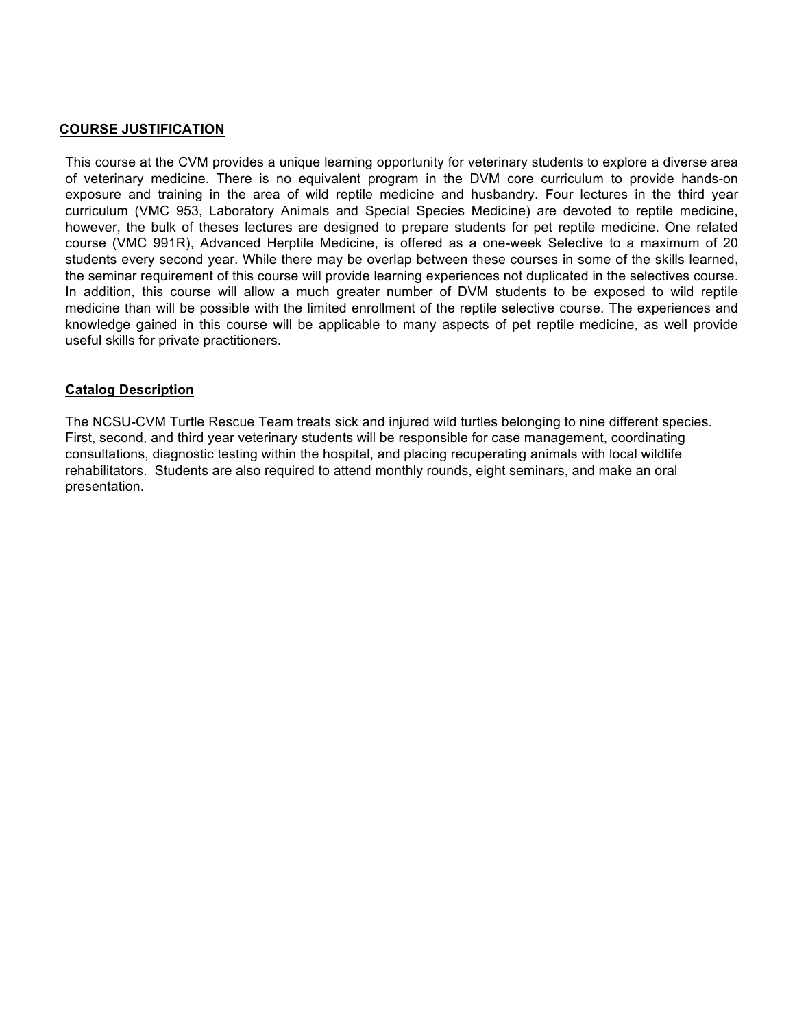## COURSE JUSTIFICATION

This course at the CVM provides a unique learning opportunity for veterinary students to explore a diverse area of veterinary medicine. There is no equivalent program in the DVM core curriculum to provide hands-on exposure and training in the area of wild reptile medicine and husbandry. Four lectures in the third year curriculum (VMC 953, Laboratory Animals and Special Species Medicine) are devoted to reptile medicine, however, the bulk of theses lectures are designed to prepare students for pet reptile medicine. One related course (VMC 991R), Advanced Herptile Medicine, is offered as a one-week Selective to a maximum of 20 students every second year. While there may be overlap between these courses in some of the skills learned, the seminar requirement of this course will provide learning experiences not duplicated in the selectives course. In addition, this course will allow a much greater number of DVM students to be exposed to wild reptile medicine than will be possible with the limited enrollment of the reptile selective course. The experiences and knowledge gained in this course will be applicable to many aspects of pet reptile medicine, as well provide useful skills for private practitioners.

## Catalog Description

The NCSU-CVM Turtle Rescue Team treats sick and injured wild turtles belonging to nine different species. First, second, and third year veterinary students will be responsible for case management, coordinating consultations, diagnostic testing within the hospital, and placing recuperating animals with local wildlife rehabilitators. Students are also required to attend monthly rounds, eight seminars, and make an oral presentation.